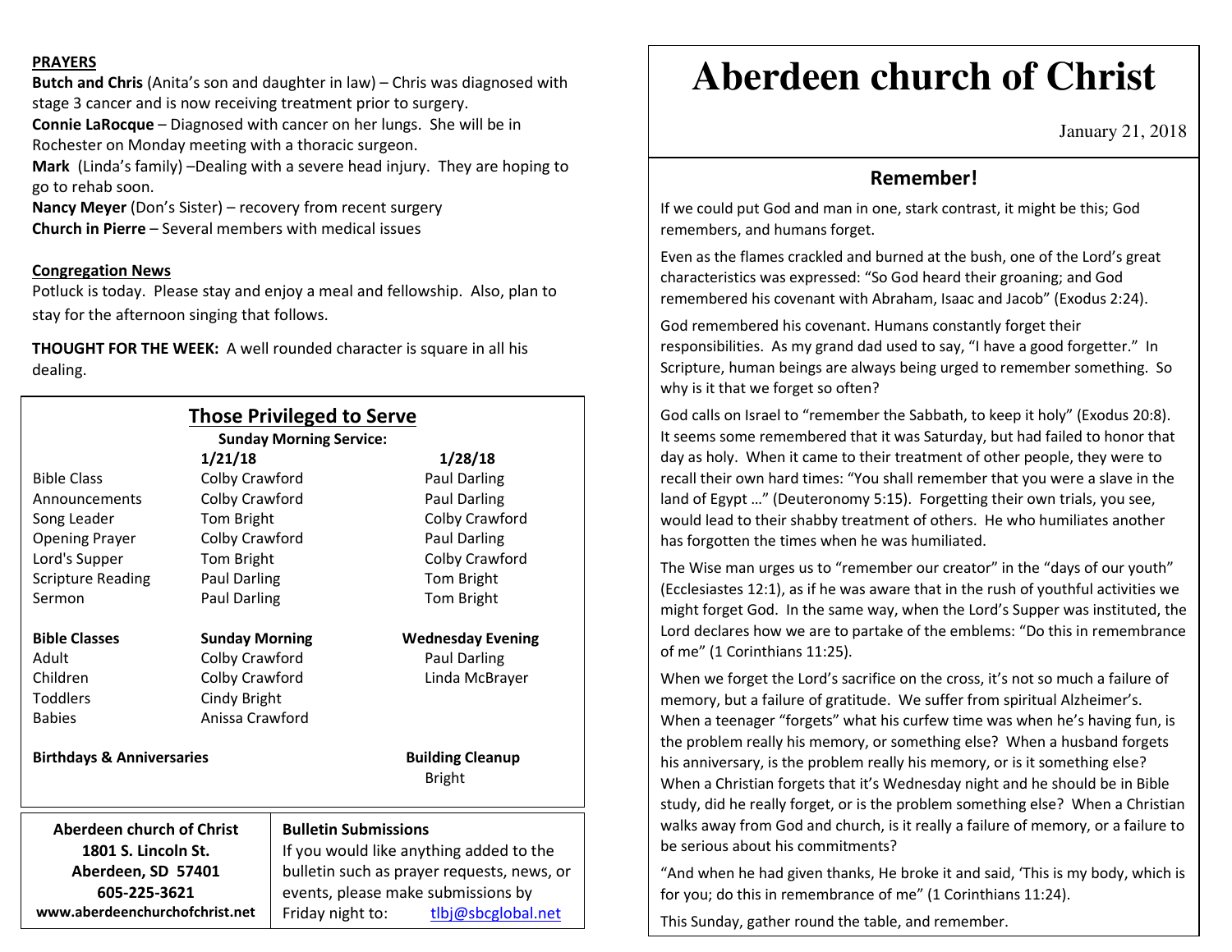**PRAYERS**

**Butch and Chris** (Anita's son and daughter in law) – Chris was diagnosed with stage 3 cancer and is now receiving treatment prior to surgery.
**Connie LaRocque** – Diagnosed with cancer on her lungs. She will be in Rochester on Monday meeting with a thoracic surgeon.
**Mark** (Linda's family) –Dealing with a severe head injury. They are hoping to go to rehab soon.
**Nancy Meyer** (Don's Sister) – recovery from recent surgery
**Church in Pierre** – Several members with medical issues

**Congregation News**

Potluck is today. Please stay and enjoy a meal and fellowship. Also, plan to stay for the afternoon singing that follows.

**THOUGHT FOR THE WEEK:** A well rounded character is square in all his dealing.

## Those Privileged to Serve

**Sunday Morning Service:**

| | 1/21/18 | 1/28/18 |
|---|---|---|
| Bible Class | Colby Crawford | Paul Darling |
| Announcements | Colby Crawford | Paul Darling |
| Song Leader | Tom Bright | Colby Crawford |
| Opening Prayer | Colby Crawford | Paul Darling |
| Lord's Supper | Tom Bright | Colby Crawford |
| Scripture Reading | Paul Darling | Tom Bright |
| Sermon | Paul Darling | Tom Bright |

| **Bible Classes** | **Sunday Morning** | **Wednesday Evening** |
|---|---|---|
| Adult | Colby Crawford | Paul Darling |
| Children | Colby Crawford | Linda McBrayer |
| Toddlers | Cindy Bright | |
| Babies | Anissa Crawford | |

**Birthdays & Anniversaries**

**Building Cleanup**
Bright

**Aberdeen church of Christ**
**1801 S. Lincoln St.**
**Aberdeen, SD 57401**
**605-225-3621**
**www.aberdeenchurchofchrist.net**

**Bulletin Submissions**
If you would like anything added to the bulletin such as prayer requests, news, or events, please make submissions by Friday night to: tlbj@sbcglobal.net

# Aberdeen church of Christ

January 21, 2018

## Remember!

If we could put God and man in one, stark contrast, it might be this; God remembers, and humans forget.

Even as the flames crackled and burned at the bush, one of the Lord's great characteristics was expressed: "So God heard their groaning; and God remembered his covenant with Abraham, Isaac and Jacob" (Exodus 2:24).

God remembered his covenant. Humans constantly forget their responsibilities. As my grand dad used to say, "I have a good forgetter." In Scripture, human beings are always being urged to remember something. So why is it that we forget so often?

God calls on Israel to "remember the Sabbath, to keep it holy" (Exodus 20:8). It seems some remembered that it was Saturday, but had failed to honor that day as holy. When it came to their treatment of other people, they were to recall their own hard times: "You shall remember that you were a slave in the land of Egypt …" (Deuteronomy 5:15). Forgetting their own trials, you see, would lead to their shabby treatment of others. He who humiliates another has forgotten the times when he was humiliated.

The Wise man urges us to "remember our creator" in the "days of our youth" (Ecclesiastes 12:1), as if he was aware that in the rush of youthful activities we might forget God. In the same way, when the Lord's Supper was instituted, the Lord declares how we are to partake of the emblems: "Do this in remembrance of me" (1 Corinthians 11:25).

When we forget the Lord's sacrifice on the cross, it's not so much a failure of memory, but a failure of gratitude. We suffer from spiritual Alzheimer's. When a teenager "forgets" what his curfew time was when he's having fun, is the problem really his memory, or something else? When a husband forgets his anniversary, is the problem really his memory, or is it something else? When a Christian forgets that it's Wednesday night and he should be in Bible study, did he really forget, or is the problem something else? When a Christian walks away from God and church, is it really a failure of memory, or a failure to be serious about his commitments?

"And when he had given thanks, He broke it and said, 'This is my body, which is for you; do this in remembrance of me" (1 Corinthians 11:24).

This Sunday, gather round the table, and remember.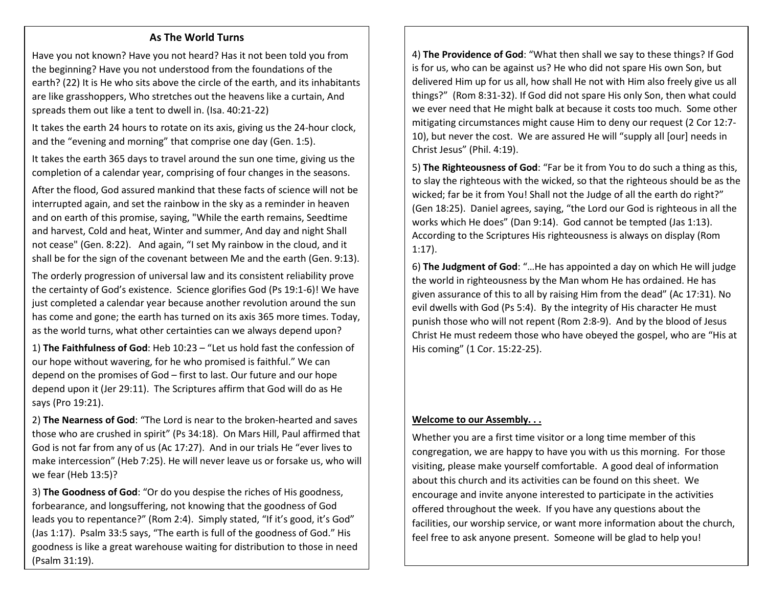## As The World Turns

Have you not known? Have you not heard? Has it not been told you from the beginning? Have you not understood from the foundations of the earth? (22) It is He who sits above the circle of the earth, and its inhabitants are like grasshoppers, Who stretches out the heavens like a curtain, And spreads them out like a tent to dwell in. (Isa. 40:21-22)

It takes the earth 24 hours to rotate on its axis, giving us the 24-hour clock, and the "evening and morning" that comprise one day (Gen. 1:5).

It takes the earth 365 days to travel around the sun one time, giving us the completion of a calendar year, comprising of four changes in the seasons.

After the flood, God assured mankind that these facts of science will not be interrupted again, and set the rainbow in the sky as a reminder in heaven and on earth of this promise, saying, "While the earth remains, Seedtime and harvest, Cold and heat, Winter and summer, And day and night Shall not cease" (Gen. 8:22). And again, "I set My rainbow in the cloud, and it shall be for the sign of the covenant between Me and the earth (Gen. 9:13).

The orderly progression of universal law and its consistent reliability prove the certainty of God's existence. Science glorifies God (Ps 19:1-6)! We have just completed a calendar year because another revolution around the sun has come and gone; the earth has turned on its axis 365 more times. Today, as the world turns, what other certainties can we always depend upon?

1) **The Faithfulness of God**: Heb 10:23 – "Let us hold fast the confession of our hope without wavering, for he who promised is faithful." We can depend on the promises of God – first to last. Our future and our hope depend upon it (Jer 29:11). The Scriptures affirm that God will do as He says (Pro 19:21).

2) **The Nearness of God**: "The Lord is near to the broken-hearted and saves those who are crushed in spirit" (Ps 34:18). On Mars Hill, Paul affirmed that God is not far from any of us (Ac 17:27). And in our trials He "ever lives to make intercession" (Heb 7:25). He will never leave us or forsake us, who will we fear (Heb 13:5)?

3) **The Goodness of God**: "Or do you despise the riches of His goodness, forbearance, and longsuffering, not knowing that the goodness of God leads you to repentance?" (Rom 2:4). Simply stated, "If it's good, it's God" (Jas 1:17). Psalm 33:5 says, "The earth is full of the goodness of God." His goodness is like a great warehouse waiting for distribution to those in need (Psalm 31:19).

4) **The Providence of God**: "What then shall we say to these things? If God is for us, who can be against us? He who did not spare His own Son, but delivered Him up for us all, how shall He not with Him also freely give us all things?" (Rom 8:31-32). If God did not spare His only Son, then what could we ever need that He might balk at because it costs too much. Some other mitigating circumstances might cause Him to deny our request (2 Cor 12:7-10), but never the cost. We are assured He will "supply all [our] needs in Christ Jesus" (Phil. 4:19).

5) **The Righteousness of God**: "Far be it from You to do such a thing as this, to slay the righteous with the wicked, so that the righteous should be as the wicked; far be it from You! Shall not the Judge of all the earth do right?" (Gen 18:25). Daniel agrees, saying, "the Lord our God is righteous in all the works which He does" (Dan 9:14). God cannot be tempted (Jas 1:13). According to the Scriptures His righteousness is always on display (Rom 1:17).

6) **The Judgment of God**: "…He has appointed a day on which He will judge the world in righteousness by the Man whom He has ordained. He has given assurance of this to all by raising Him from the dead" (Ac 17:31). No evil dwells with God (Ps 5:4). By the integrity of His character He must punish those who will not repent (Rom 2:8-9). And by the blood of Jesus Christ He must redeem those who have obeyed the gospel, who are "His at His coming" (1 Cor. 15:22-25).

**Welcome to our Assembly. . .**

Whether you are a first time visitor or a long time member of this congregation, we are happy to have you with us this morning. For those visiting, please make yourself comfortable. A good deal of information about this church and its activities can be found on this sheet. We encourage and invite anyone interested to participate in the activities offered throughout the week. If you have any questions about the facilities, our worship service, or want more information about the church, feel free to ask anyone present. Someone will be glad to help you!